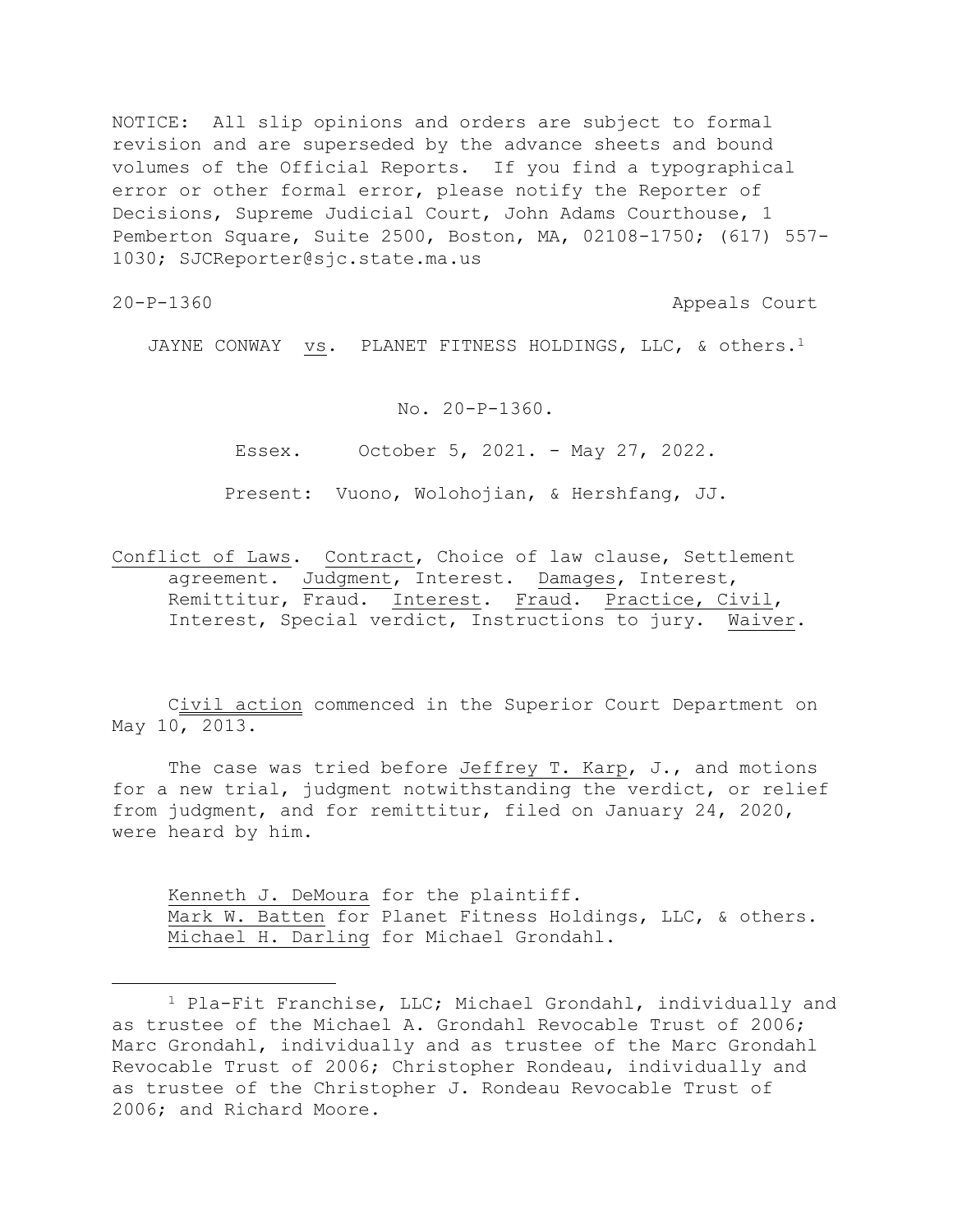NOTICE: All slip opinions and orders are subject to formal revision and are superseded by the advance sheets and bound volumes of the Official Reports. If you find a typographical error or other formal error, please notify the Reporter of Decisions, Supreme Judicial Court, John Adams Courthouse, 1 Pemberton Square, Suite 2500, Boston, MA, 02108-1750; (617) 557-1030; SJCReporter@sjc.state.ma.us

20-P-1360 Appeals Court

JAYNE CONWAY vs. PLANET FITNESS HOLDINGS, LLC, & others.[1]

No. 20-P-1360.

Essex. October 5, 2021. - May 27, 2022.

Present: Vuono, Wolohojian, & Hershfang, JJ.

Conflict of Laws. Contract, Choice of law clause, Settlement agreement. Judgment, Interest. Damages, Interest, Remittitur, Fraud. Interest. Fraud. Practice, Civil, Interest, Special verdict, Instructions to jury. Waiver.

Civil action commenced in the Superior Court Department on May 10, 2013.

The case was tried before Jeffrey T. Karp, J., and motions for a new trial, judgment notwithstanding the verdict, or relief from judgment, and for remittitur, filed on January 24, 2020, were heard by him.

Kenneth J. DeMoura for the plaintiff.
Mark W. Batten for Planet Fitness Holdings, LLC, & others.
Michael H. Darling for Michael Grondahl.

---

[1] Pla-Fit Franchise, LLC; Michael Grondahl, individually and as trustee of the Michael A. Grondahl Revocable Trust of 2006; Marc Grondahl, individually and as trustee of the Marc Grondahl Revocable Trust of 2006; Christopher Rondeau, individually and as trustee of the Christopher J. Rondeau Revocable Trust of 2006; and Richard Moore.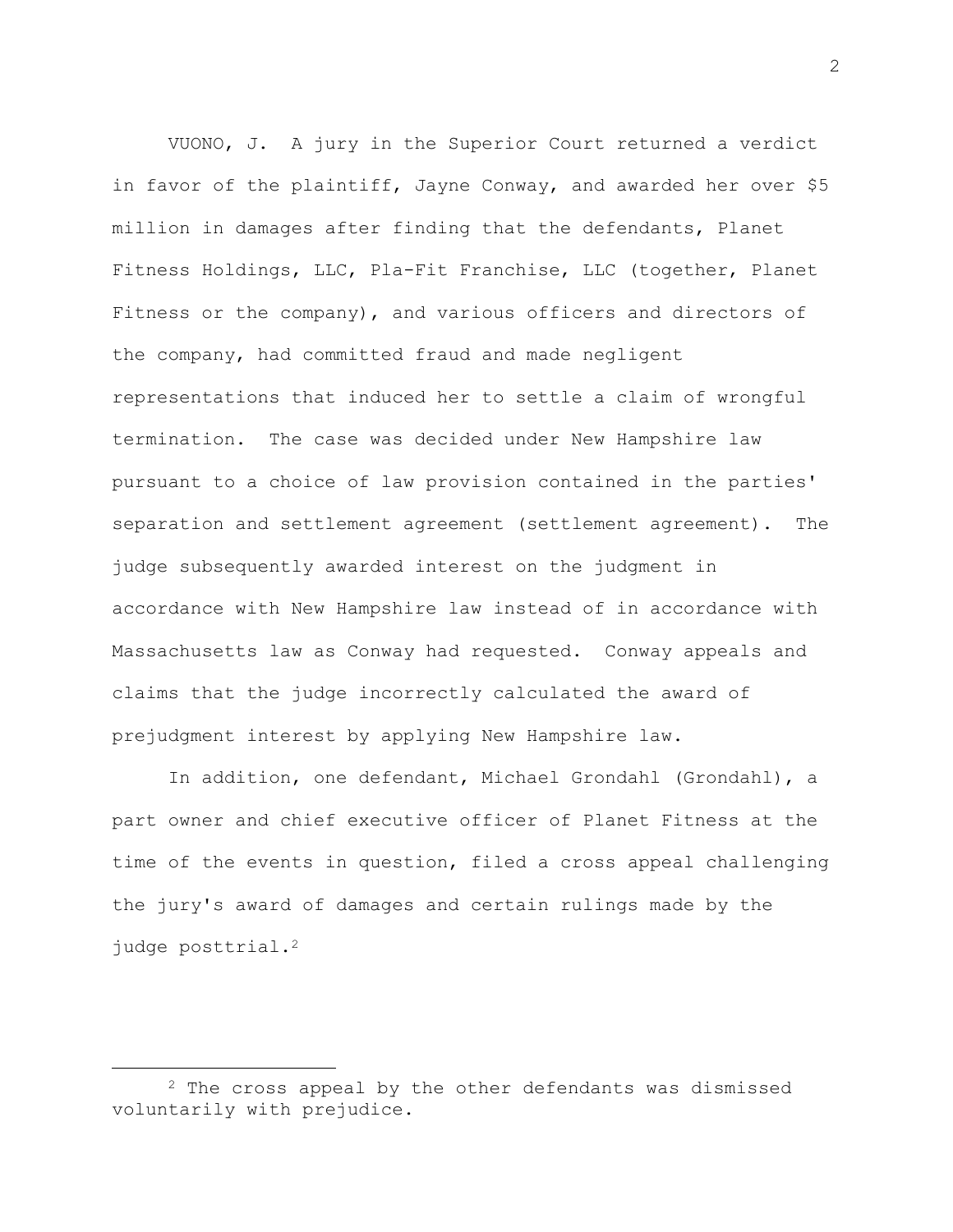VUONO, J. A jury in the Superior Court returned a verdict in favor of the plaintiff, Jayne Conway, and awarded her over $5 million in damages after finding that the defendants, Planet Fitness Holdings, LLC, Pla-Fit Franchise, LLC (together, Planet Fitness or the company), and various officers and directors of the company, had committed fraud and made negligent representations that induced her to settle a claim of wrongful termination. The case was decided under New Hampshire law pursuant to a choice of law provision contained in the parties' separation and settlement agreement (settlement agreement). The judge subsequently awarded interest on the judgment in accordance with New Hampshire law instead of in accordance with Massachusetts law as Conway had requested. Conway appeals and claims that the judge incorrectly calculated the award of prejudgment interest by applying New Hampshire law.

In addition, one defendant, Michael Grondahl (Grondahl), a part owner and chief executive officer of Planet Fitness at the time of the events in question, filed a cross appeal challenging the jury's award of damages and certain rulings made by the judge posttrial.[2]

---

[2] The cross appeal by the other defendants was dismissed voluntarily with prejudice.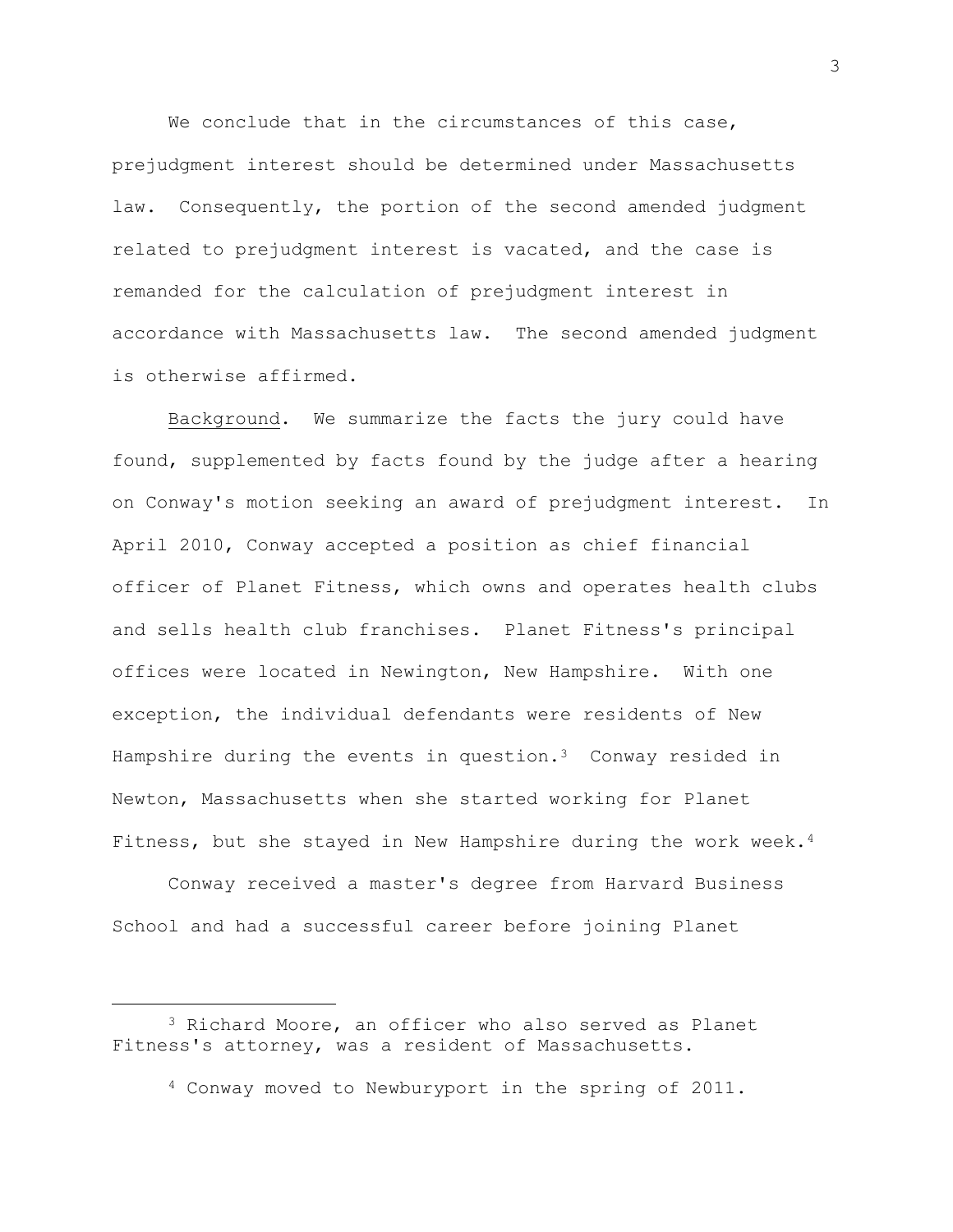We conclude that in the circumstances of this case, prejudgment interest should be determined under Massachusetts law. Consequently, the portion of the second amended judgment related to prejudgment interest is vacated, and the case is remanded for the calculation of prejudgment interest in accordance with Massachusetts law. The second amended judgment is otherwise affirmed.

Background. We summarize the facts the jury could have found, supplemented by facts found by the judge after a hearing on Conway's motion seeking an award of prejudgment interest. In April 2010, Conway accepted a position as chief financial officer of Planet Fitness, which owns and operates health clubs and sells health club franchises. Planet Fitness's principal offices were located in Newington, New Hampshire. With one exception, the individual defendants were residents of New Hampshire during the events in question.[3] Conway resided in Newton, Massachusetts when she started working for Planet Fitness, but she stayed in New Hampshire during the work week.[4]

Conway received a master's degree from Harvard Business School and had a successful career before joining Planet

---

[3] Richard Moore, an officer who also served as Planet Fitness's attorney, was a resident of Massachusetts.

[4] Conway moved to Newburyport in the spring of 2011.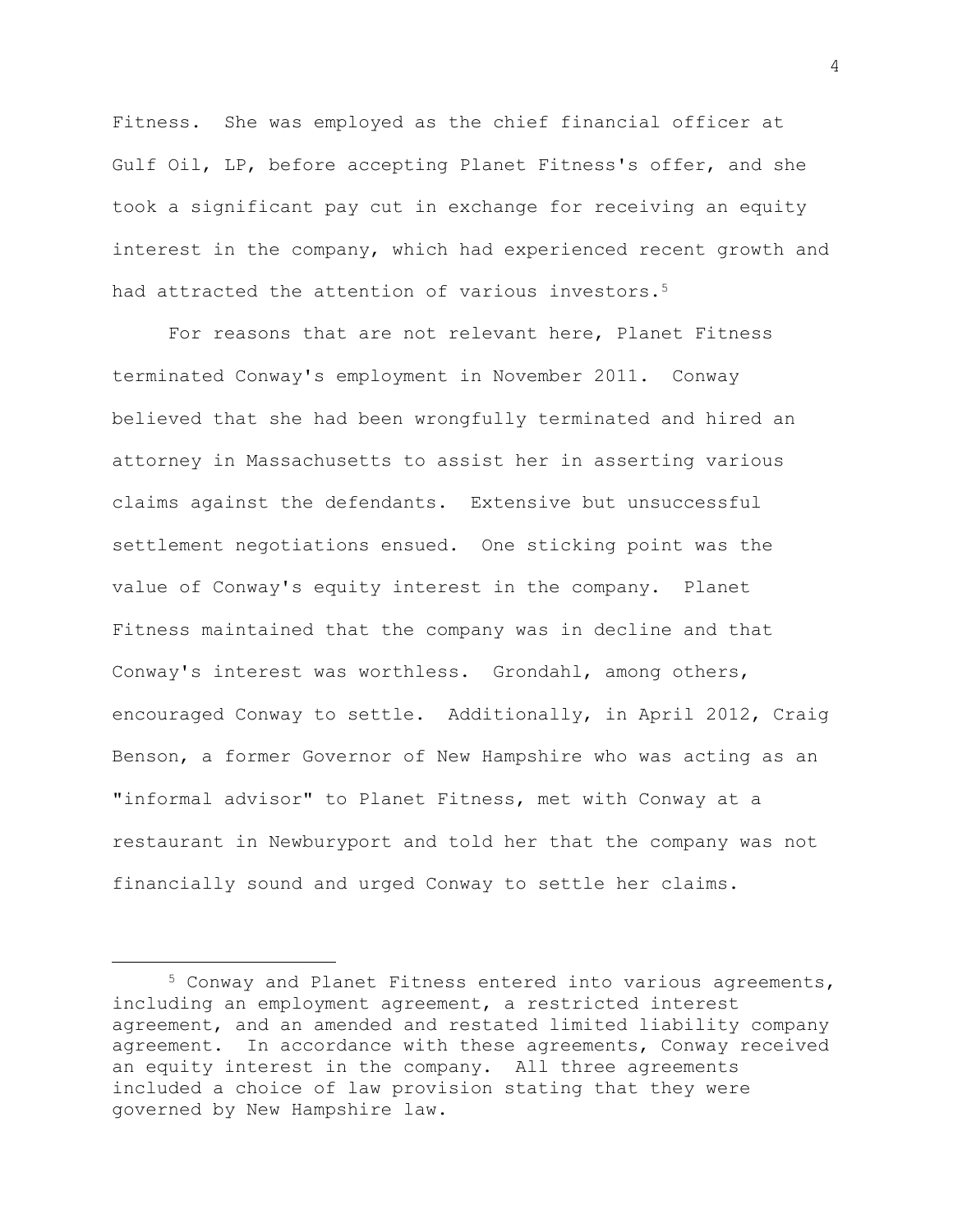Fitness. She was employed as the chief financial officer at Gulf Oil, LP, before accepting Planet Fitness's offer, and she took a significant pay cut in exchange for receiving an equity interest in the company, which had experienced recent growth and had attracted the attention of various investors.[5]

For reasons that are not relevant here, Planet Fitness terminated Conway's employment in November 2011. Conway believed that she had been wrongfully terminated and hired an attorney in Massachusetts to assist her in asserting various claims against the defendants. Extensive but unsuccessful settlement negotiations ensued. One sticking point was the value of Conway's equity interest in the company. Planet Fitness maintained that the company was in decline and that Conway's interest was worthless. Grondahl, among others, encouraged Conway to settle. Additionally, in April 2012, Craig Benson, a former Governor of New Hampshire who was acting as an "informal advisor" to Planet Fitness, met with Conway at a restaurant in Newburyport and told her that the company was not financially sound and urged Conway to settle her claims.

[5] Conway and Planet Fitness entered into various agreements, including an employment agreement, a restricted interest agreement, and an amended and restated limited liability company agreement. In accordance with these agreements, Conway received an equity interest in the company. All three agreements included a choice of law provision stating that they were governed by New Hampshire law.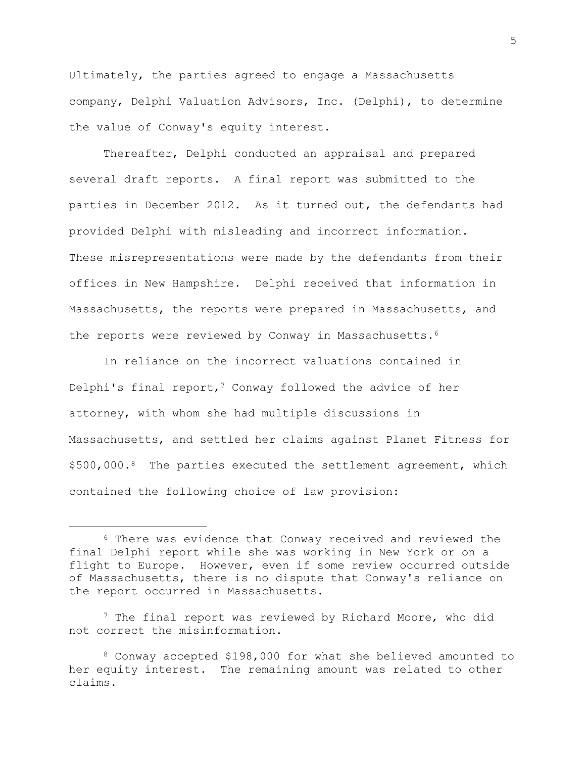Ultimately, the parties agreed to engage a Massachusetts company, Delphi Valuation Advisors, Inc. (Delphi), to determine the value of Conway's equity interest.

Thereafter, Delphi conducted an appraisal and prepared several draft reports. A final report was submitted to the parties in December 2012. As it turned out, the defendants had provided Delphi with misleading and incorrect information. These misrepresentations were made by the defendants from their offices in New Hampshire. Delphi received that information in Massachusetts, the reports were prepared in Massachusetts, and the reports were reviewed by Conway in Massachusetts.[6]

In reliance on the incorrect valuations contained in Delphi's final report,[7] Conway followed the advice of her attorney, with whom she had multiple discussions in Massachusetts, and settled her claims against Planet Fitness for \$500,000.[8] The parties executed the settlement agreement, which contained the following choice of law provision:

---

[6] There was evidence that Conway received and reviewed the final Delphi report while she was working in New York or on a flight to Europe. However, even if some review occurred outside of Massachusetts, there is no dispute that Conway's reliance on the report occurred in Massachusetts.

[7] The final report was reviewed by Richard Moore, who did not correct the misinformation.

[8] Conway accepted \$198,000 for what she believed amounted to her equity interest. The remaining amount was related to other claims.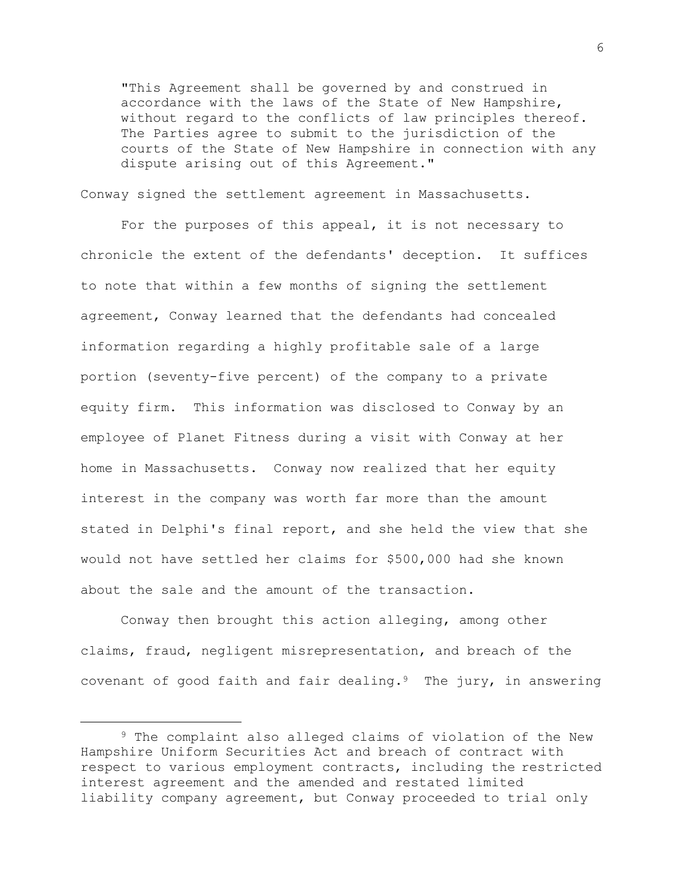> "This Agreement shall be governed by and construed in accordance with the laws of the State of New Hampshire, without regard to the conflicts of law principles thereof. The Parties agree to submit to the jurisdiction of the courts of the State of New Hampshire in connection with any dispute arising out of this Agreement."

Conway signed the settlement agreement in Massachusetts.

For the purposes of this appeal, it is not necessary to chronicle the extent of the defendants' deception. It suffices to note that within a few months of signing the settlement agreement, Conway learned that the defendants had concealed information regarding a highly profitable sale of a large portion (seventy-five percent) of the company to a private equity firm. This information was disclosed to Conway by an employee of Planet Fitness during a visit with Conway at her home in Massachusetts. Conway now realized that her equity interest in the company was worth far more than the amount stated in Delphi's final report, and she held the view that she would not have settled her claims for $500,000 had she known about the sale and the amount of the transaction.

Conway then brought this action alleging, among other claims, fraud, negligent misrepresentation, and breach of the covenant of good faith and fair dealing.[9] The jury, in answering

[9] The complaint also alleged claims of violation of the New Hampshire Uniform Securities Act and breach of contract with respect to various employment contracts, including the restricted interest agreement and the amended and restated limited liability company agreement, but Conway proceeded to trial only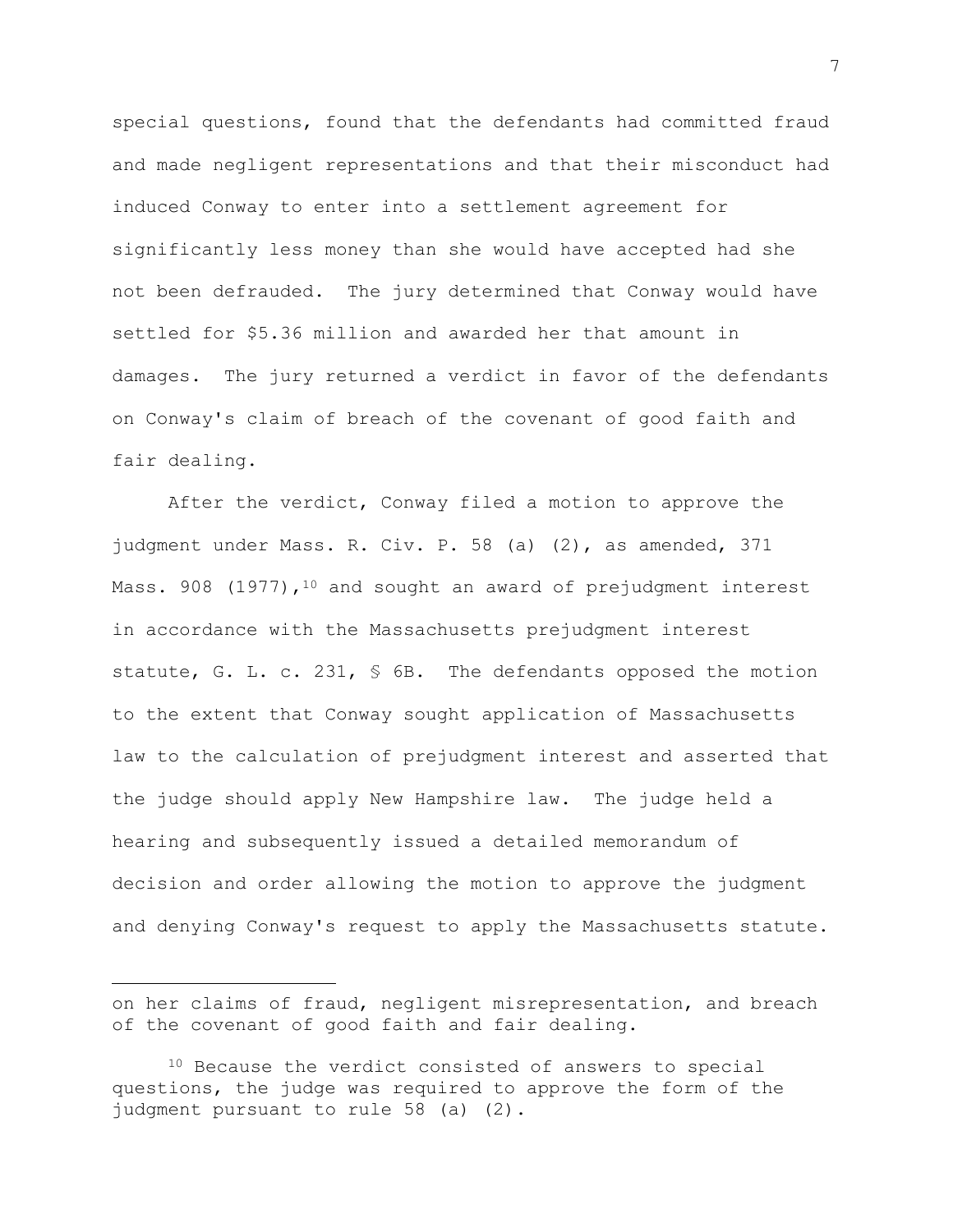special questions, found that the defendants had committed fraud and made negligent representations and that their misconduct had induced Conway to enter into a settlement agreement for significantly less money than she would have accepted had she not been defrauded. The jury determined that Conway would have settled for $5.36 million and awarded her that amount in damages. The jury returned a verdict in favor of the defendants on Conway's claim of breach of the covenant of good faith and fair dealing.

After the verdict, Conway filed a motion to approve the judgment under Mass. R. Civ. P. 58 (a) (2), as amended, 371 Mass. 908 (1977),[10] and sought an award of prejudgment interest in accordance with the Massachusetts prejudgment interest statute, G. L. c. 231, § 6B. The defendants opposed the motion to the extent that Conway sought application of Massachusetts law to the calculation of prejudgment interest and asserted that the judge should apply New Hampshire law. The judge held a hearing and subsequently issued a detailed memorandum of decision and order allowing the motion to approve the judgment and denying Conway's request to apply the Massachusetts statute.

---

on her claims of fraud, negligent misrepresentation, and breach of the covenant of good faith and fair dealing.

[10] Because the verdict consisted of answers to special questions, the judge was required to approve the form of the judgment pursuant to rule 58 (a) (2).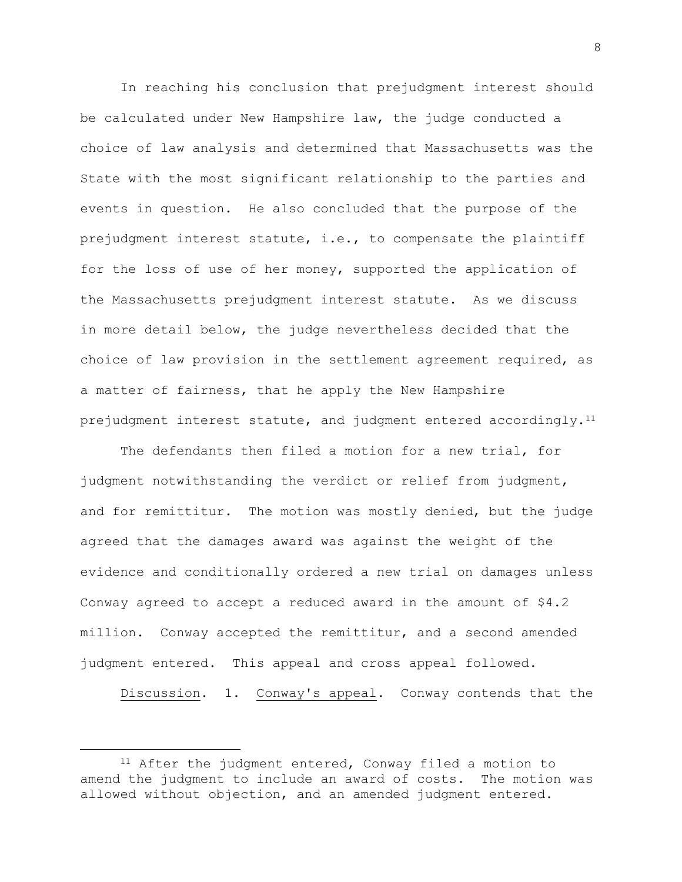In reaching his conclusion that prejudgment interest should be calculated under New Hampshire law, the judge conducted a choice of law analysis and determined that Massachusetts was the State with the most significant relationship to the parties and events in question. He also concluded that the purpose of the prejudgment interest statute, i.e., to compensate the plaintiff for the loss of use of her money, supported the application of the Massachusetts prejudgment interest statute. As we discuss in more detail below, the judge nevertheless decided that the choice of law provision in the settlement agreement required, as a matter of fairness, that he apply the New Hampshire prejudgment interest statute, and judgment entered accordingly.[11]

The defendants then filed a motion for a new trial, for judgment notwithstanding the verdict or relief from judgment, and for remittitur. The motion was mostly denied, but the judge agreed that the damages award was against the weight of the evidence and conditionally ordered a new trial on damages unless Conway agreed to accept a reduced award in the amount of $4.2 million. Conway accepted the remittitur, and a second amended judgment entered. This appeal and cross appeal followed.

<u>Discussion</u>. 1. <u>Conway's appeal</u>. Conway contends that the

---

[11] After the judgment entered, Conway filed a motion to amend the judgment to include an award of costs. The motion was allowed without objection, and an amended judgment entered.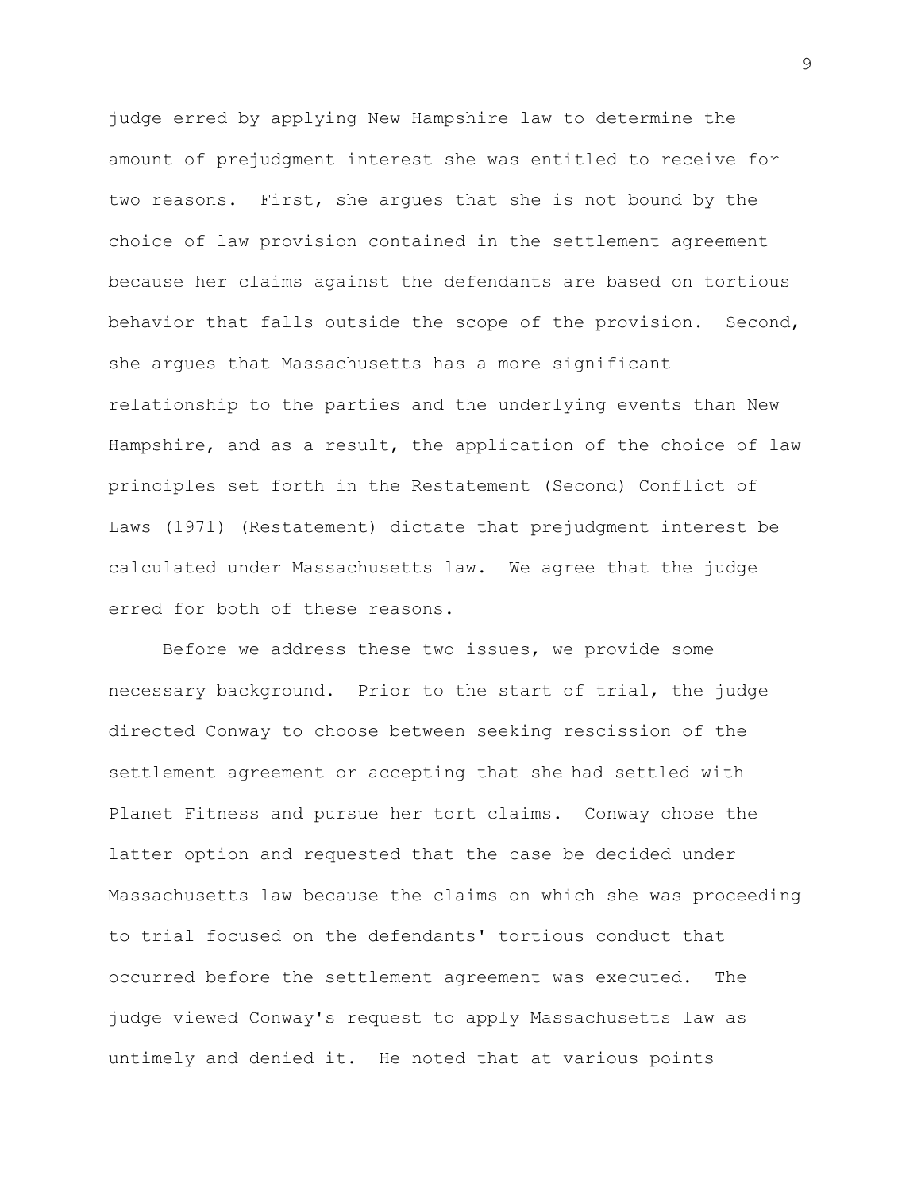judge erred by applying New Hampshire law to determine the amount of prejudgment interest she was entitled to receive for two reasons. First, she argues that she is not bound by the choice of law provision contained in the settlement agreement because her claims against the defendants are based on tortious behavior that falls outside the scope of the provision. Second, she argues that Massachusetts has a more significant relationship to the parties and the underlying events than New Hampshire, and as a result, the application of the choice of law principles set forth in the Restatement (Second) Conflict of Laws (1971) (Restatement) dictate that prejudgment interest be calculated under Massachusetts law. We agree that the judge erred for both of these reasons.

Before we address these two issues, we provide some necessary background. Prior to the start of trial, the judge directed Conway to choose between seeking rescission of the settlement agreement or accepting that she had settled with Planet Fitness and pursue her tort claims. Conway chose the latter option and requested that the case be decided under Massachusetts law because the claims on which she was proceeding to trial focused on the defendants' tortious conduct that occurred before the settlement agreement was executed. The judge viewed Conway's request to apply Massachusetts law as untimely and denied it. He noted that at various points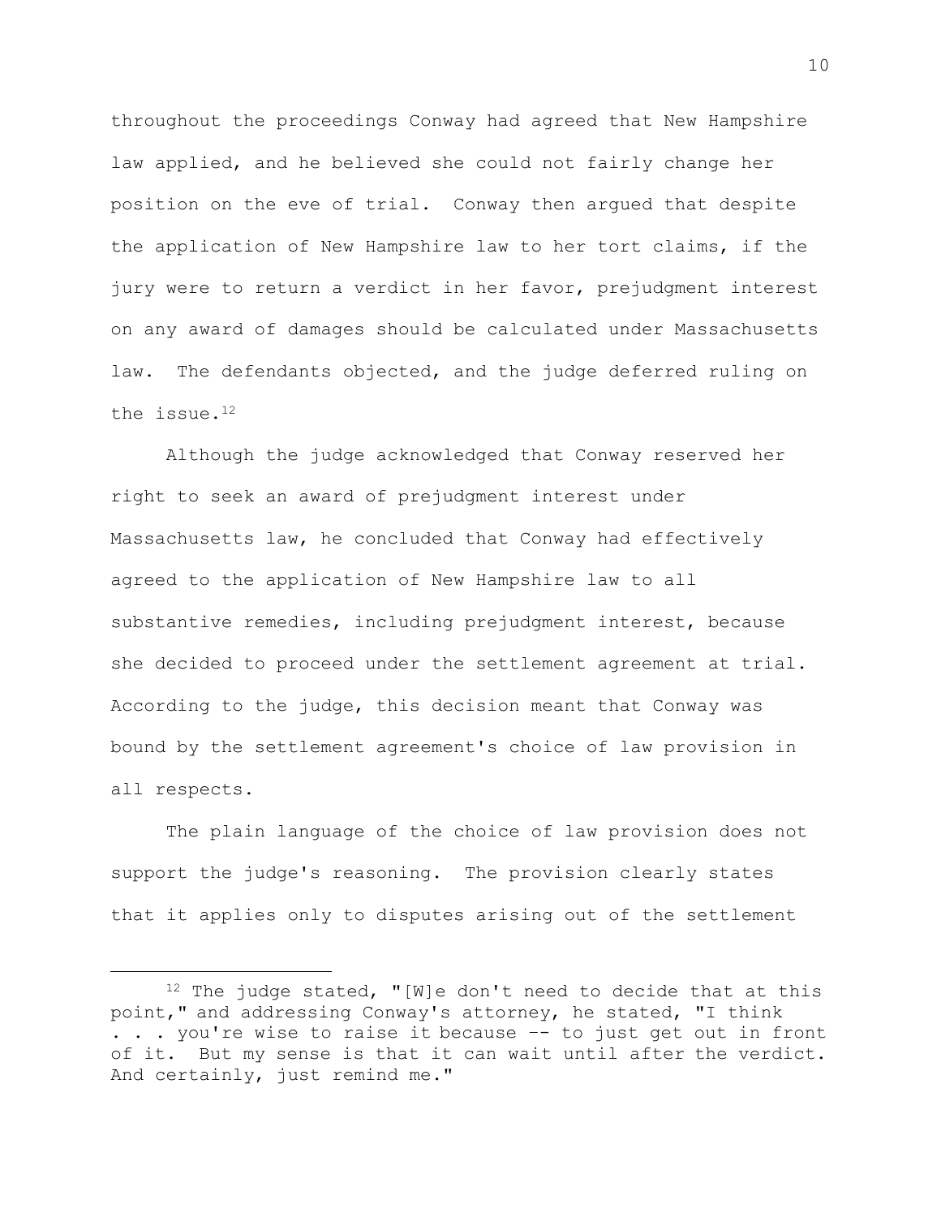throughout the proceedings Conway had agreed that New Hampshire law applied, and he believed she could not fairly change her position on the eve of trial. Conway then argued that despite the application of New Hampshire law to her tort claims, if the jury were to return a verdict in her favor, prejudgment interest on any award of damages should be calculated under Massachusetts law. The defendants objected, and the judge deferred ruling on the issue.[12]

Although the judge acknowledged that Conway reserved her right to seek an award of prejudgment interest under Massachusetts law, he concluded that Conway had effectively agreed to the application of New Hampshire law to all substantive remedies, including prejudgment interest, because she decided to proceed under the settlement agreement at trial. According to the judge, this decision meant that Conway was bound by the settlement agreement's choice of law provision in all respects.

The plain language of the choice of law provision does not support the judge's reasoning. The provision clearly states that it applies only to disputes arising out of the settlement

---

[12] The judge stated, "[W]e don't need to decide that at this point," and addressing Conway's attorney, he stated, "I think . . . you're wise to raise it because -- to just get out in front of it. But my sense is that it can wait until after the verdict. And certainly, just remind me."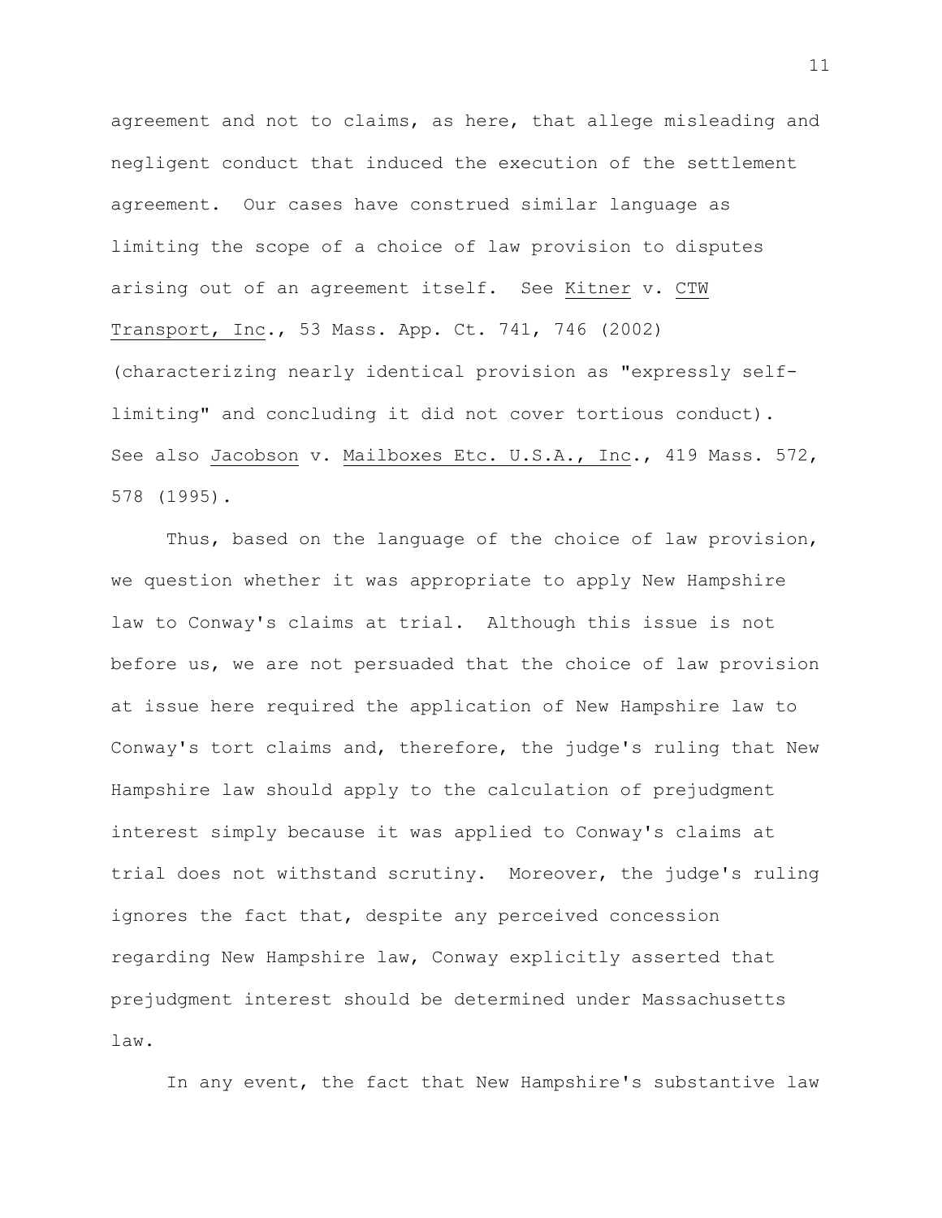agreement and not to claims, as here, that allege misleading and negligent conduct that induced the execution of the settlement agreement. Our cases have construed similar language as limiting the scope of a choice of law provision to disputes arising out of an agreement itself. See Kitner v. CTW Transport, Inc., 53 Mass. App. Ct. 741, 746 (2002) (characterizing nearly identical provision as "expressly self-limiting" and concluding it did not cover tortious conduct). See also Jacobson v. Mailboxes Etc. U.S.A., Inc., 419 Mass. 572, 578 (1995).

Thus, based on the language of the choice of law provision, we question whether it was appropriate to apply New Hampshire law to Conway's claims at trial. Although this issue is not before us, we are not persuaded that the choice of law provision at issue here required the application of New Hampshire law to Conway's tort claims and, therefore, the judge's ruling that New Hampshire law should apply to the calculation of prejudgment interest simply because it was applied to Conway's claims at trial does not withstand scrutiny. Moreover, the judge's ruling ignores the fact that, despite any perceived concession regarding New Hampshire law, Conway explicitly asserted that prejudgment interest should be determined under Massachusetts law.

In any event, the fact that New Hampshire's substantive law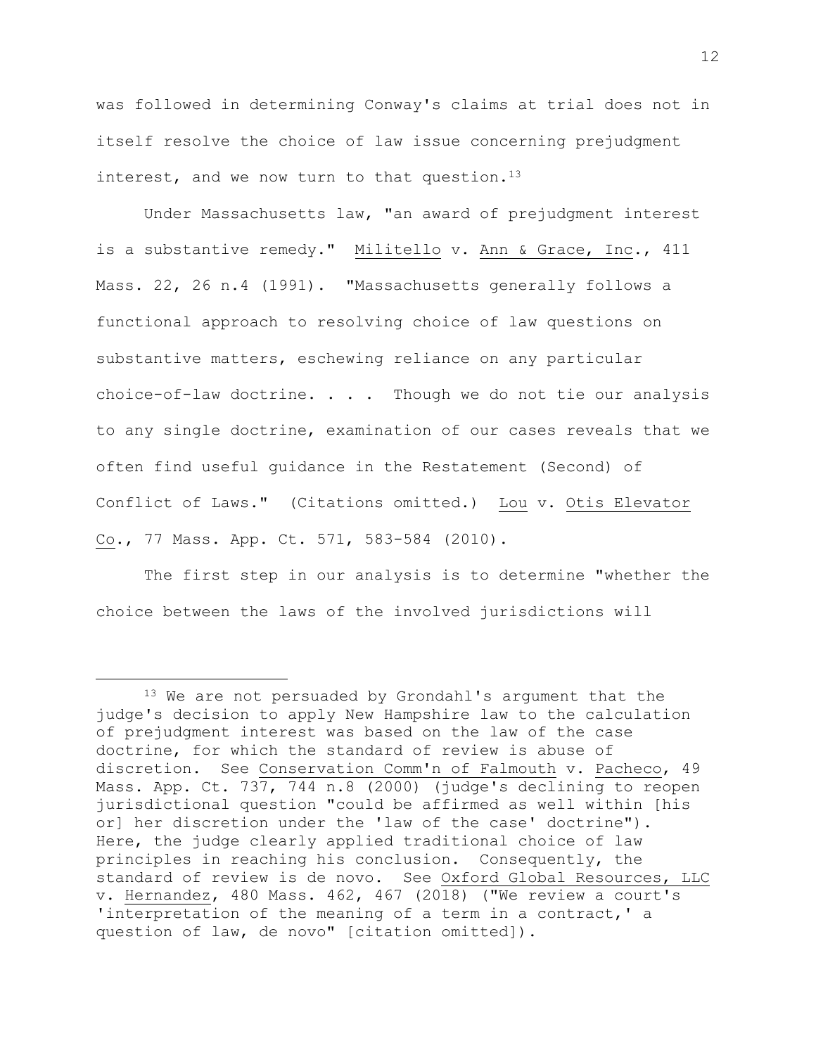was followed in determining Conway's claims at trial does not in itself resolve the choice of law issue concerning prejudgment interest, and we now turn to that question.[13]

Under Massachusetts law, "an award of prejudgment interest is a substantive remedy." Militello v. Ann & Grace, Inc., 411 Mass. 22, 26 n.4 (1991). "Massachusetts generally follows a functional approach to resolving choice of law questions on substantive matters, eschewing reliance on any particular choice-of-law doctrine. . . . Though we do not tie our analysis to any single doctrine, examination of our cases reveals that we often find useful guidance in the Restatement (Second) of Conflict of Laws." (Citations omitted.) Lou v. Otis Elevator Co., 77 Mass. App. Ct. 571, 583-584 (2010).

The first step in our analysis is to determine "whether the choice between the laws of the involved jurisdictions will

---

[13] We are not persuaded by Grondahl's argument that the judge's decision to apply New Hampshire law to the calculation of prejudgment interest was based on the law of the case doctrine, for which the standard of review is abuse of discretion. See Conservation Comm'n of Falmouth v. Pacheco, 49 Mass. App. Ct. 737, 744 n.8 (2000) (judge's declining to reopen jurisdictional question "could be affirmed as well within [his or] her discretion under the 'law of the case' doctrine"). Here, the judge clearly applied traditional choice of law principles in reaching his conclusion. Consequently, the standard of review is de novo. See Oxford Global Resources, LLC v. Hernandez, 480 Mass. 462, 467 (2018) ("We review a court's 'interpretation of the meaning of a term in a contract,' a question of law, de novo" [citation omitted]).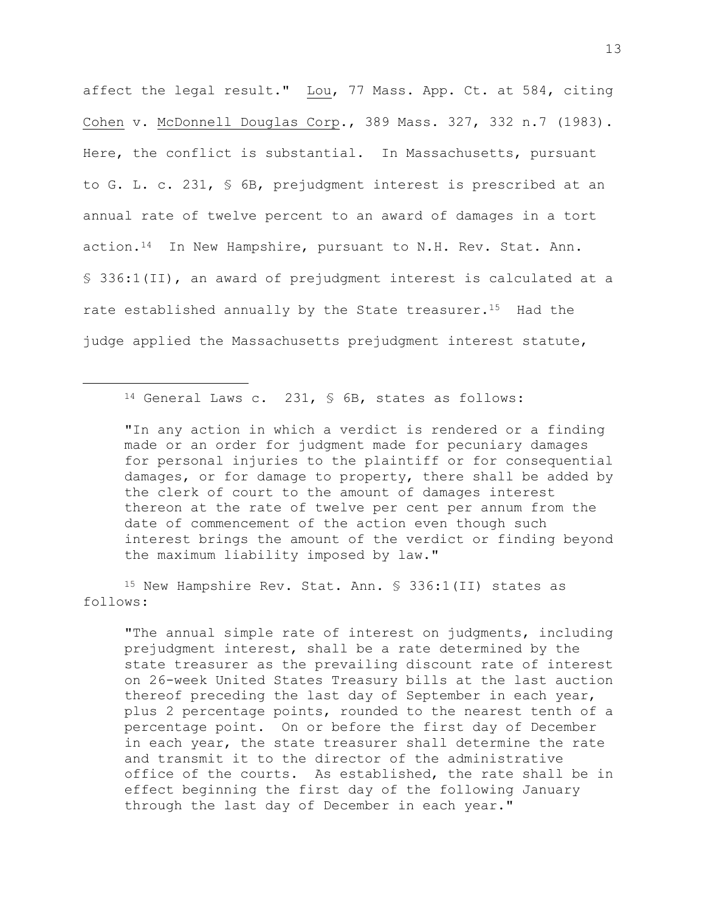affect the legal result." Lou, 77 Mass. App. Ct. at 584, citing Cohen v. McDonnell Douglas Corp., 389 Mass. 327, 332 n.7 (1983). Here, the conflict is substantial. In Massachusetts, pursuant to G. L. c. 231, § 6B, prejudgment interest is prescribed at an annual rate of twelve percent to an award of damages in a tort action.[14] In New Hampshire, pursuant to N.H. Rev. Stat. Ann. § 336:1(II), an award of prejudgment interest is calculated at a rate established annually by the State treasurer.[15] Had the judge applied the Massachusetts prejudgment interest statute,

---

[14] General Laws c. 231, § 6B, states as follows:

> "In any action in which a verdict is rendered or a finding made or an order for judgment made for pecuniary damages for personal injuries to the plaintiff or for consequential damages, or for damage to property, there shall be added by the clerk of court to the amount of damages interest thereon at the rate of twelve per cent per annum from the date of commencement of the action even though such interest brings the amount of the verdict or finding beyond the maximum liability imposed by law."

[15] New Hampshire Rev. Stat. Ann. § 336:1(II) states as follows:

> "The annual simple rate of interest on judgments, including prejudgment interest, shall be a rate determined by the state treasurer as the prevailing discount rate of interest on 26-week United States Treasury bills at the last auction thereof preceding the last day of September in each year, plus 2 percentage points, rounded to the nearest tenth of a percentage point. On or before the first day of December in each year, the state treasurer shall determine the rate and transmit it to the director of the administrative office of the courts. As established, the rate shall be in effect beginning the first day of the following January through the last day of December in each year."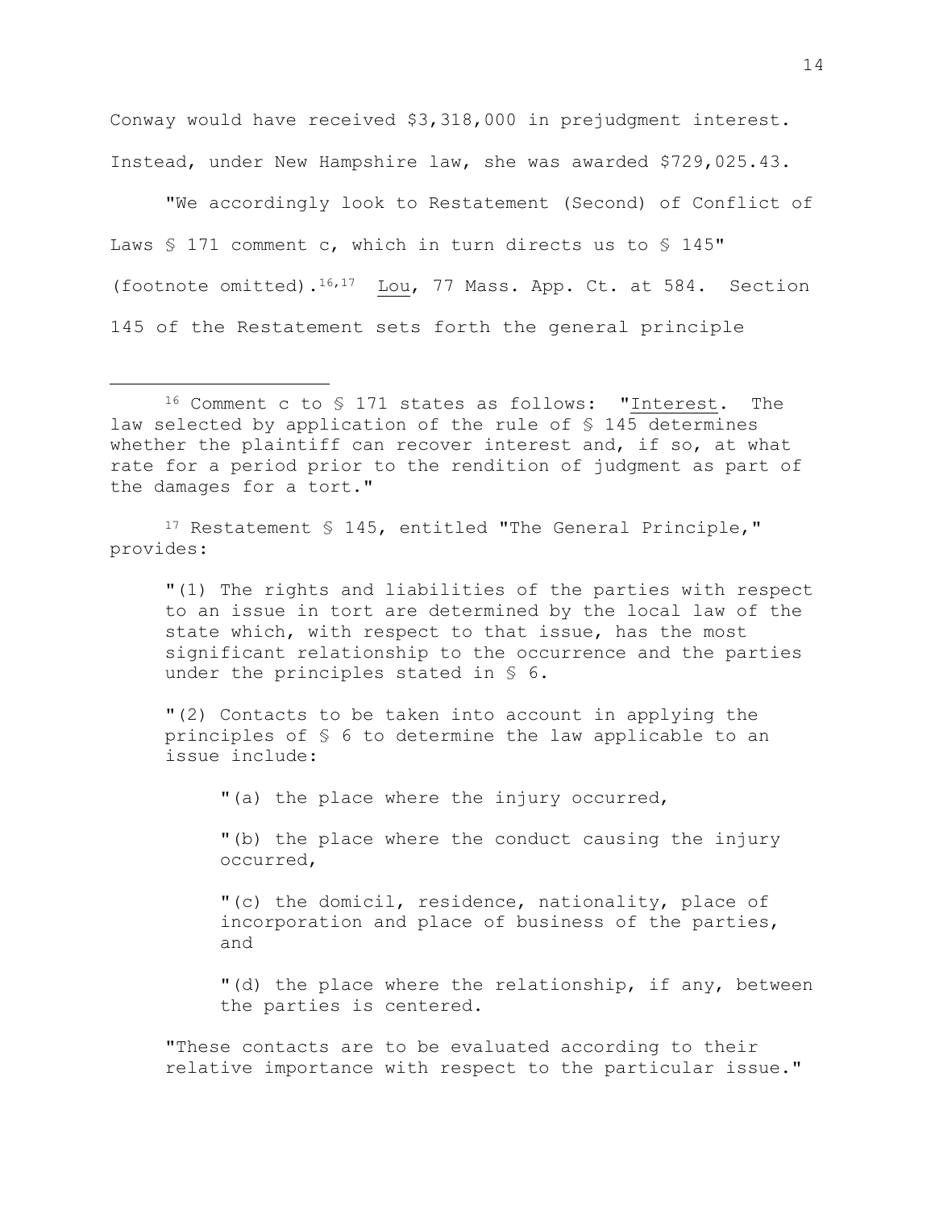Conway would have received $3,318,000 in prejudgment interest. Instead, under New Hampshire law, she was awarded $729,025.43.

"We accordingly look to Restatement (Second) of Conflict of Laws § 171 comment c, which in turn directs us to § 145" (footnote omitted).[16,17] Lou, 77 Mass. App. Ct. at 584. Section 145 of the Restatement sets forth the general principle

---

[16] Comment c to § 171 states as follows: "Interest. The law selected by application of the rule of § 145 determines whether the plaintiff can recover interest and, if so, at what rate for a period prior to the rendition of judgment as part of the damages for a tort."

[17] Restatement § 145, entitled "The General Principle," provides:

> "(1) The rights and liabilities of the parties with respect to an issue in tort are determined by the local law of the state which, with respect to that issue, has the most significant relationship to the occurrence and the parties under the principles stated in § 6.
>
> "(2) Contacts to be taken into account in applying the principles of § 6 to determine the law applicable to an issue include:
>
> > "(a) the place where the injury occurred,
> >
> > "(b) the place where the conduct causing the injury occurred,
> >
> > "(c) the domicil, residence, nationality, place of incorporation and place of business of the parties, and
> >
> > "(d) the place where the relationship, if any, between the parties is centered.
>
> "These contacts are to be evaluated according to their relative importance with respect to the particular issue."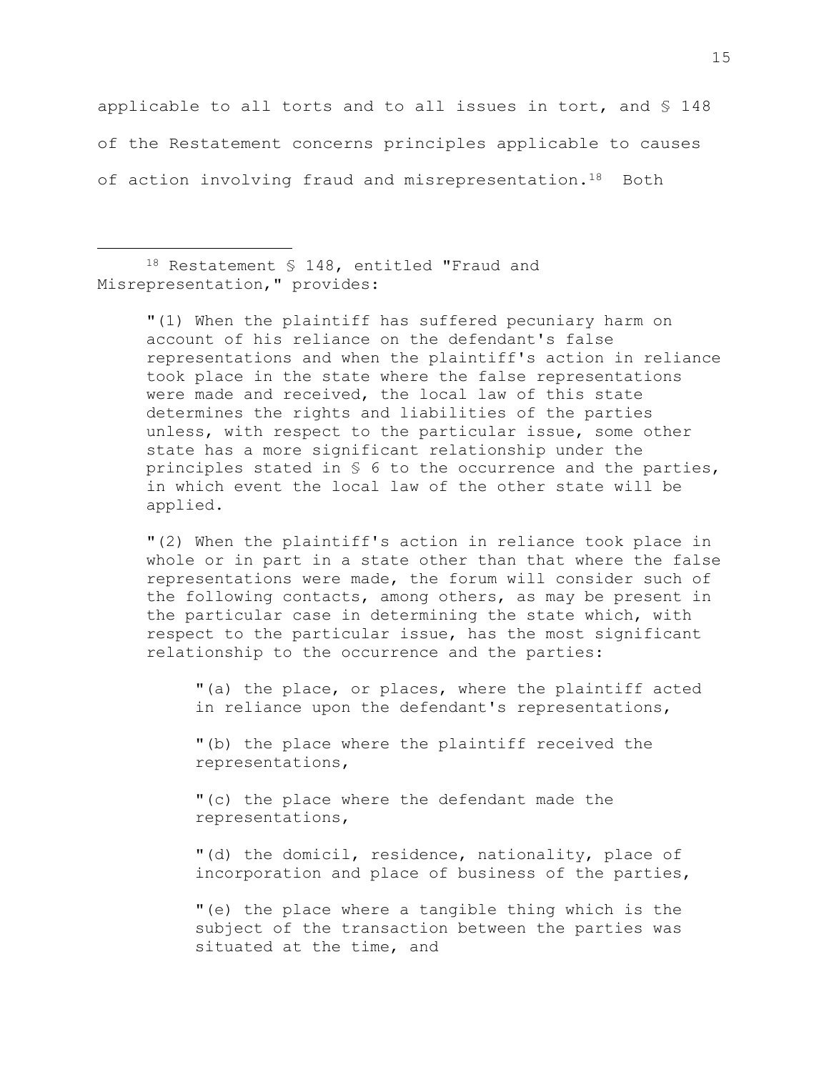applicable to all torts and to all issues in tort, and § 148 of the Restatement concerns principles applicable to causes of action involving fraud and misrepresentation.[18] Both

---

[18] Restatement § 148, entitled "Fraud and Misrepresentation," provides:

> "(1) When the plaintiff has suffered pecuniary harm on account of his reliance on the defendant's false representations and when the plaintiff's action in reliance took place in the state where the false representations were made and received, the local law of this state determines the rights and liabilities of the parties unless, with respect to the particular issue, some other state has a more significant relationship under the principles stated in § 6 to the occurrence and the parties, in which event the local law of the other state will be applied.
>
> "(2) When the plaintiff's action in reliance took place in whole or in part in a state other than that where the false representations were made, the forum will consider such of the following contacts, among others, as may be present in the particular case in determining the state which, with respect to the particular issue, has the most significant relationship to the occurrence and the parties:
>
> > "(a) the place, or places, where the plaintiff acted in reliance upon the defendant's representations,
> >
> > "(b) the place where the plaintiff received the representations,
> >
> > "(c) the place where the defendant made the representations,
> >
> > "(d) the domicil, residence, nationality, place of incorporation and place of business of the parties,
> >
> > "(e) the place where a tangible thing which is the subject of the transaction between the parties was situated at the time, and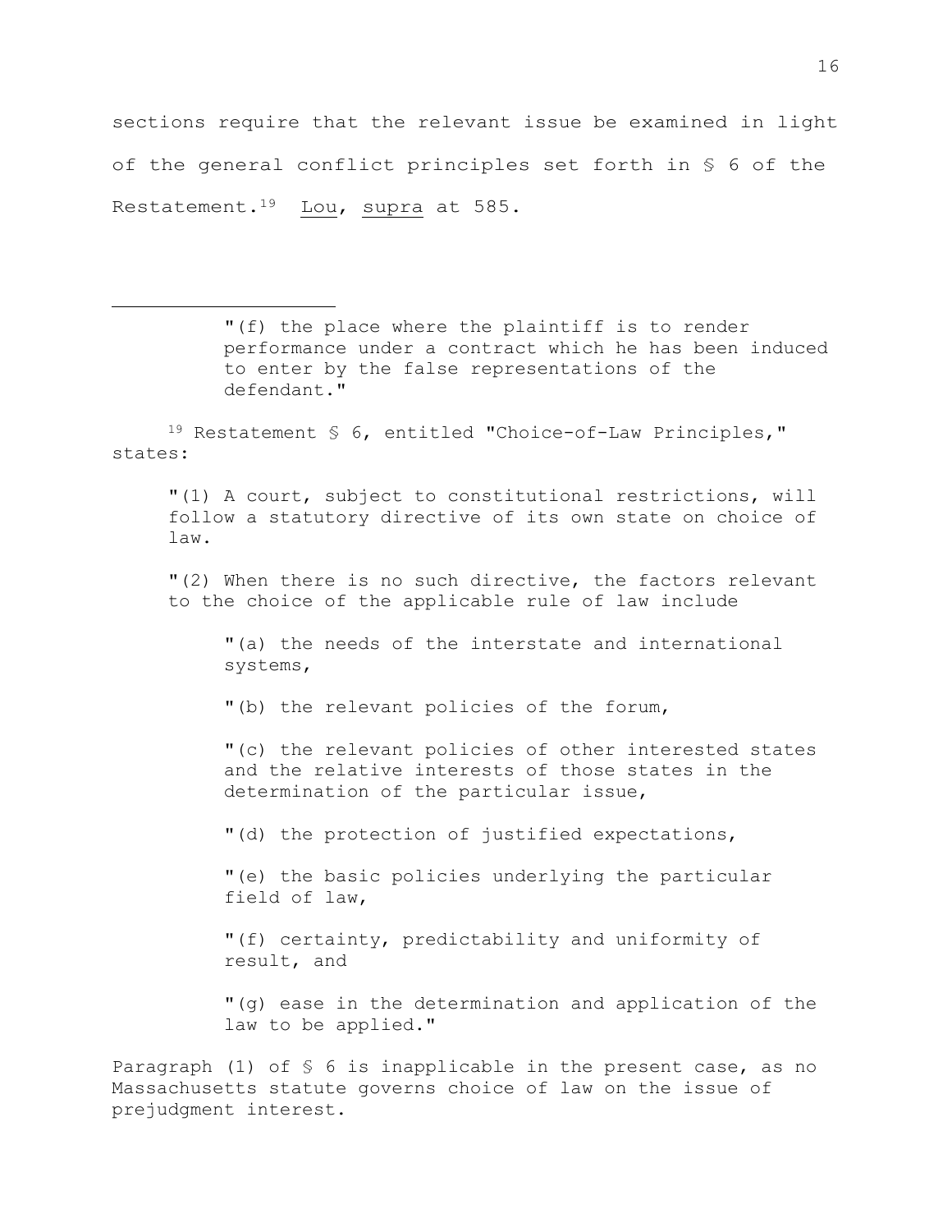sections require that the relevant issue be examined in light of the general conflict principles set forth in § 6 of the Restatement.[19] Lou, supra at 585.

---

"(f) the place where the plaintiff is to render performance under a contract which he has been induced to enter by the false representations of the defendant."

[19] Restatement § 6, entitled "Choice-of-Law Principles," states:

"(1) A court, subject to constitutional restrictions, will follow a statutory directive of its own state on choice of law.

"(2) When there is no such directive, the factors relevant to the choice of the applicable rule of law include

"(a) the needs of the interstate and international systems,

"(b) the relevant policies of the forum,

"(c) the relevant policies of other interested states and the relative interests of those states in the determination of the particular issue,

"(d) the protection of justified expectations,

"(e) the basic policies underlying the particular field of law,

"(f) certainty, predictability and uniformity of result, and

"(g) ease in the determination and application of the law to be applied."

Paragraph (1) of § 6 is inapplicable in the present case, as no Massachusetts statute governs choice of law on the issue of prejudgment interest.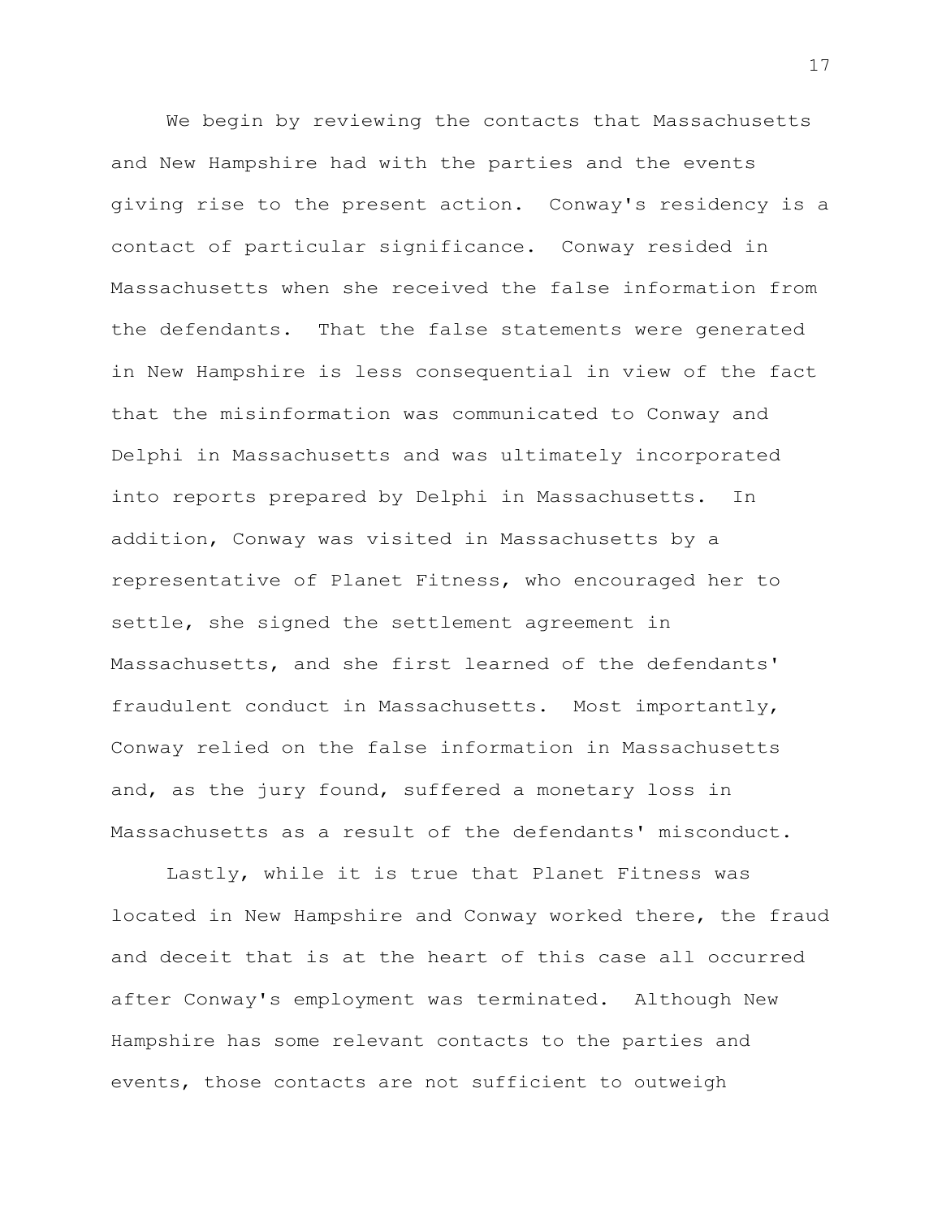We begin by reviewing the contacts that Massachusetts and New Hampshire had with the parties and the events giving rise to the present action. Conway's residency is a contact of particular significance. Conway resided in Massachusetts when she received the false information from the defendants. That the false statements were generated in New Hampshire is less consequential in view of the fact that the misinformation was communicated to Conway and Delphi in Massachusetts and was ultimately incorporated into reports prepared by Delphi in Massachusetts. In addition, Conway was visited in Massachusetts by a representative of Planet Fitness, who encouraged her to settle, she signed the settlement agreement in Massachusetts, and she first learned of the defendants' fraudulent conduct in Massachusetts. Most importantly, Conway relied on the false information in Massachusetts and, as the jury found, suffered a monetary loss in Massachusetts as a result of the defendants' misconduct.

Lastly, while it is true that Planet Fitness was located in New Hampshire and Conway worked there, the fraud and deceit that is at the heart of this case all occurred after Conway's employment was terminated. Although New Hampshire has some relevant contacts to the parties and events, those contacts are not sufficient to outweigh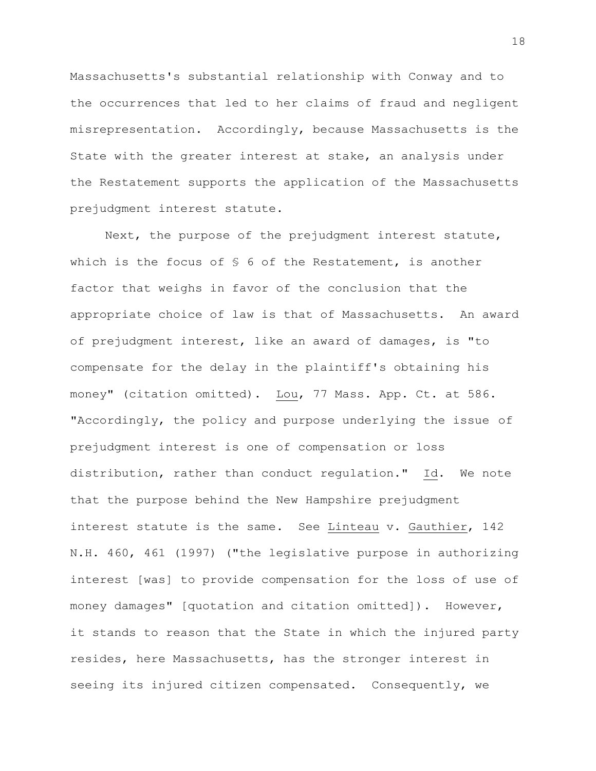Massachusetts's substantial relationship with Conway and to the occurrences that led to her claims of fraud and negligent misrepresentation. Accordingly, because Massachusetts is the State with the greater interest at stake, an analysis under the Restatement supports the application of the Massachusetts prejudgment interest statute.

Next, the purpose of the prejudgment interest statute, which is the focus of § 6 of the Restatement, is another factor that weighs in favor of the conclusion that the appropriate choice of law is that of Massachusetts. An award of prejudgment interest, like an award of damages, is "to compensate for the delay in the plaintiff's obtaining his money" (citation omitted). Lou, 77 Mass. App. Ct. at 586. "Accordingly, the policy and purpose underlying the issue of prejudgment interest is one of compensation or loss distribution, rather than conduct regulation." Id. We note that the purpose behind the New Hampshire prejudgment interest statute is the same. See Linteau v. Gauthier, 142 N.H. 460, 461 (1997) ("the legislative purpose in authorizing interest [was] to provide compensation for the loss of use of money damages" [quotation and citation omitted]). However, it stands to reason that the State in which the injured party resides, here Massachusetts, has the stronger interest in seeing its injured citizen compensated. Consequently, we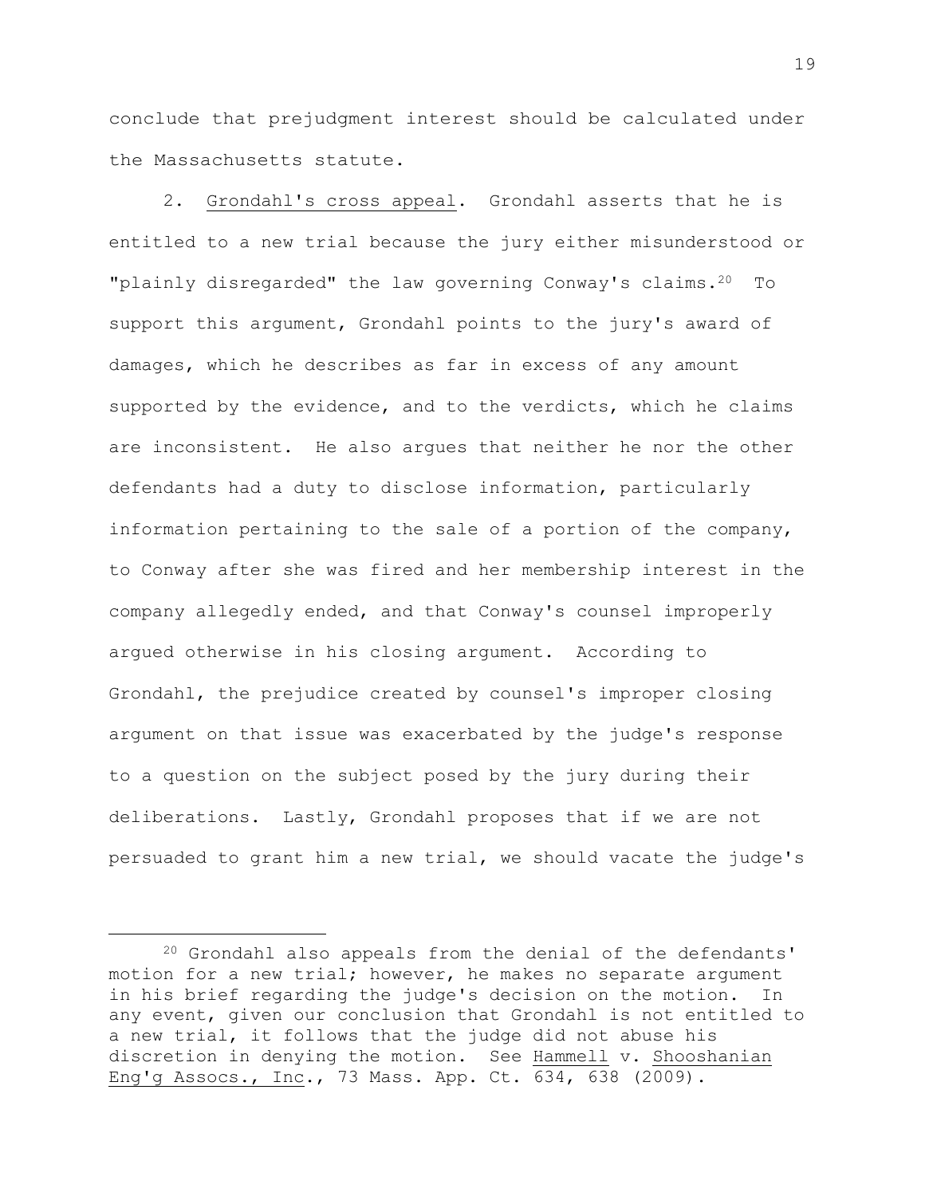conclude that prejudgment interest should be calculated under the Massachusetts statute.

2. Grondahl's cross appeal. Grondahl asserts that he is entitled to a new trial because the jury either misunderstood or "plainly disregarded" the law governing Conway's claims.[20] To support this argument, Grondahl points to the jury's award of damages, which he describes as far in excess of any amount supported by the evidence, and to the verdicts, which he claims are inconsistent. He also argues that neither he nor the other defendants had a duty to disclose information, particularly information pertaining to the sale of a portion of the company, to Conway after she was fired and her membership interest in the company allegedly ended, and that Conway's counsel improperly argued otherwise in his closing argument. According to Grondahl, the prejudice created by counsel's improper closing argument on that issue was exacerbated by the judge's response to a question on the subject posed by the jury during their deliberations. Lastly, Grondahl proposes that if we are not persuaded to grant him a new trial, we should vacate the judge's

---

[20] Grondahl also appeals from the denial of the defendants' motion for a new trial; however, he makes no separate argument in his brief regarding the judge's decision on the motion. In any event, given our conclusion that Grondahl is not entitled to a new trial, it follows that the judge did not abuse his discretion in denying the motion. See Hammell v. Shooshanian Eng'g Assocs., Inc., 73 Mass. App. Ct. 634, 638 (2009).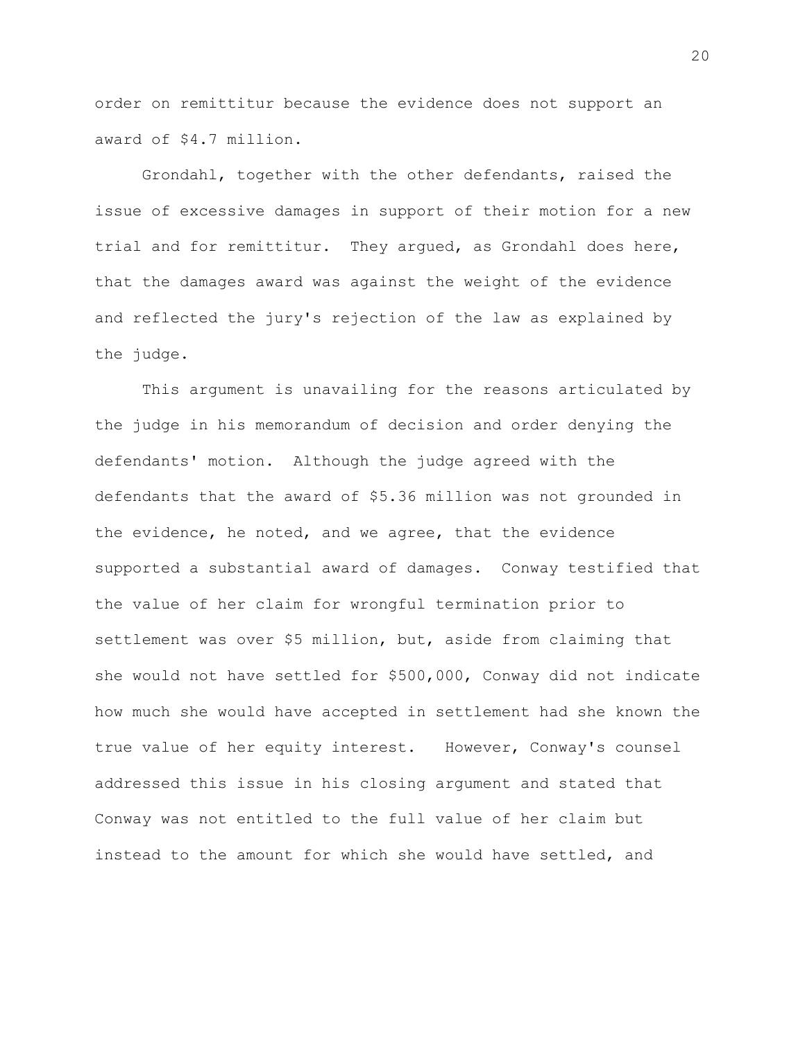order on remittitur because the evidence does not support an award of $4.7 million.

Grondahl, together with the other defendants, raised the issue of excessive damages in support of their motion for a new trial and for remittitur. They argued, as Grondahl does here, that the damages award was against the weight of the evidence and reflected the jury's rejection of the law as explained by the judge.

This argument is unavailing for the reasons articulated by the judge in his memorandum of decision and order denying the defendants' motion. Although the judge agreed with the defendants that the award of $5.36 million was not grounded in the evidence, he noted, and we agree, that the evidence supported a substantial award of damages. Conway testified that the value of her claim for wrongful termination prior to settlement was over $5 million, but, aside from claiming that she would not have settled for $500,000, Conway did not indicate how much she would have accepted in settlement had she known the true value of her equity interest. However, Conway's counsel addressed this issue in his closing argument and stated that Conway was not entitled to the full value of her claim but instead to the amount for which she would have settled, and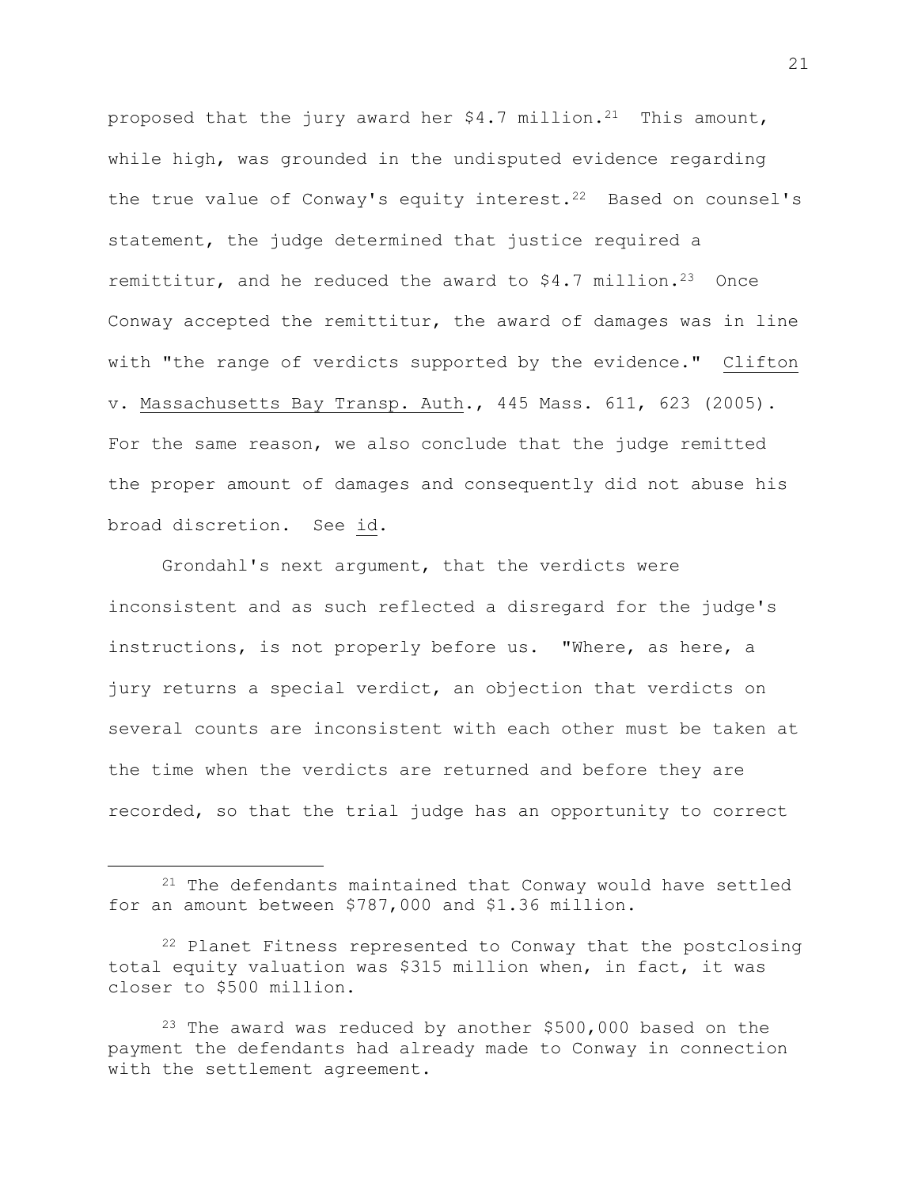proposed that the jury award her $4.7 million.[21] This amount, while high, was grounded in the undisputed evidence regarding the true value of Conway's equity interest.[22] Based on counsel's statement, the judge determined that justice required a remittitur, and he reduced the award to $4.7 million.[23] Once Conway accepted the remittitur, the award of damages was in line with "the range of verdicts supported by the evidence." Clifton v. Massachusetts Bay Transp. Auth., 445 Mass. 611, 623 (2005). For the same reason, we also conclude that the judge remitted the proper amount of damages and consequently did not abuse his broad discretion. See id.

Grondahl's next argument, that the verdicts were inconsistent and as such reflected a disregard for the judge's instructions, is not properly before us. "Where, as here, a jury returns a special verdict, an objection that verdicts on several counts are inconsistent with each other must be taken at the time when the verdicts are returned and before they are recorded, so that the trial judge has an opportunity to correct

---

[21] The defendants maintained that Conway would have settled for an amount between $787,000 and $1.36 million.

[22] Planet Fitness represented to Conway that the postclosing total equity valuation was $315 million when, in fact, it was closer to $500 million.

[23] The award was reduced by another $500,000 based on the payment the defendants had already made to Conway in connection with the settlement agreement.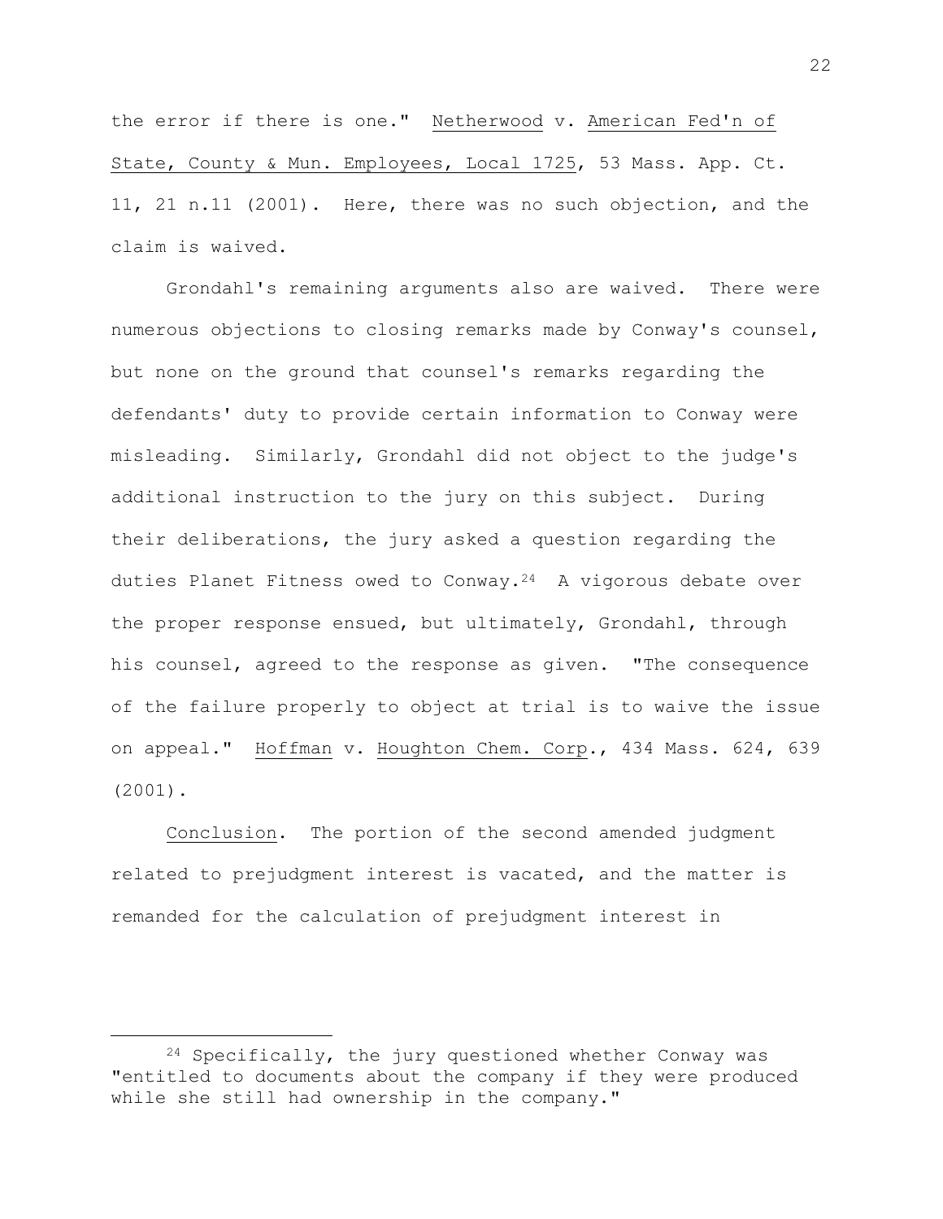the error if there is one." Netherwood v. American Fed'n of State, County & Mun. Employees, Local 1725, 53 Mass. App. Ct. 11, 21 n.11 (2001). Here, there was no such objection, and the claim is waived.

Grondahl's remaining arguments also are waived. There were numerous objections to closing remarks made by Conway's counsel, but none on the ground that counsel's remarks regarding the defendants' duty to provide certain information to Conway were misleading. Similarly, Grondahl did not object to the judge's additional instruction to the jury on this subject. During their deliberations, the jury asked a question regarding the duties Planet Fitness owed to Conway.[24] A vigorous debate over the proper response ensued, but ultimately, Grondahl, through his counsel, agreed to the response as given. "The consequence of the failure properly to object at trial is to waive the issue on appeal." Hoffman v. Houghton Chem. Corp., 434 Mass. 624, 639 (2001).

Conclusion. The portion of the second amended judgment related to prejudgment interest is vacated, and the matter is remanded for the calculation of prejudgment interest in

---

[24] Specifically, the jury questioned whether Conway was "entitled to documents about the company if they were produced while she still had ownership in the company."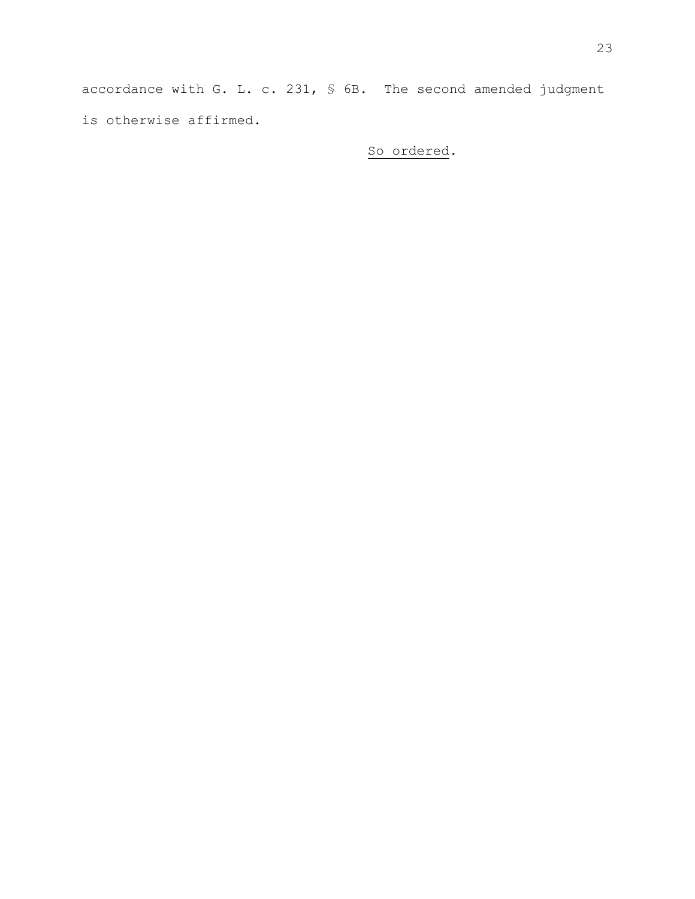accordance with G. L. c. 231, § 6B. The second amended judgment is otherwise affirmed.

So ordered.